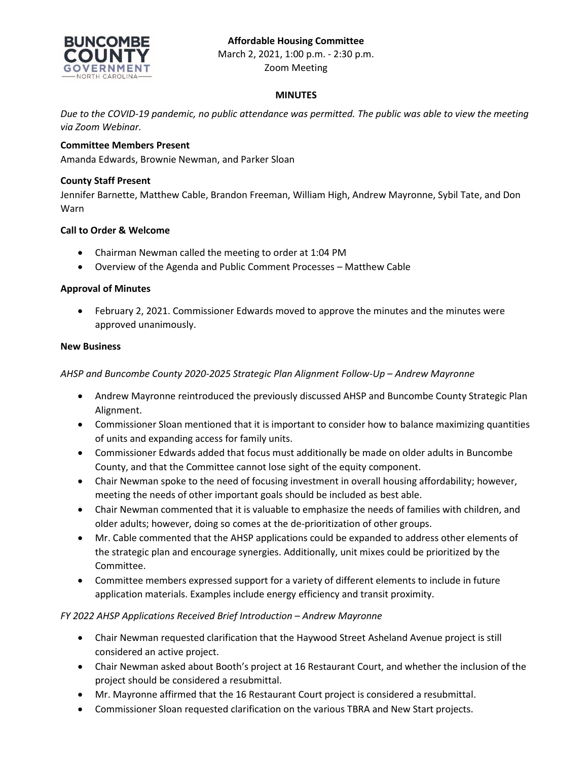**Affordable Housing Committee**
March 2, 2021, 1:00 p.m. - 2:30 p.m.
Zoom Meeting

## MINUTES

*Due to the COVID-19 pandemic, no public attendance was permitted. The public was able to view the meeting via Zoom Webinar.*

### Committee Members Present

Amanda Edwards, Brownie Newman, and Parker Sloan

### County Staff Present

Jennifer Barnette, Matthew Cable, Brandon Freeman, William High, Andrew Mayronne, Sybil Tate, and Don Warn

### Call to Order & Welcome

- Chairman Newman called the meeting to order at 1:04 PM
- Overview of the Agenda and Public Comment Processes – Matthew Cable

### Approval of Minutes

- February 2, 2021. Commissioner Edwards moved to approve the minutes and the minutes were approved unanimously.

### New Business

*AHSP and Buncombe County 2020-2025 Strategic Plan Alignment Follow-Up – Andrew Mayronne*

- Andrew Mayronne reintroduced the previously discussed AHSP and Buncombe County Strategic Plan Alignment.
- Commissioner Sloan mentioned that it is important to consider how to balance maximizing quantities of units and expanding access for family units.
- Commissioner Edwards added that focus must additionally be made on older adults in Buncombe County, and that the Committee cannot lose sight of the equity component.
- Chair Newman spoke to the need of focusing investment in overall housing affordability; however, meeting the needs of other important goals should be included as best able.
- Chair Newman commented that it is valuable to emphasize the needs of families with children, and older adults; however, doing so comes at the de-prioritization of other groups.
- Mr. Cable commented that the AHSP applications could be expanded to address other elements of the strategic plan and encourage synergies. Additionally, unit mixes could be prioritized by the Committee.
- Committee members expressed support for a variety of different elements to include in future application materials. Examples include energy efficiency and transit proximity.

*FY 2022 AHSP Applications Received Brief Introduction – Andrew Mayronne*

- Chair Newman requested clarification that the Haywood Street Asheland Avenue project is still considered an active project.
- Chair Newman asked about Booth's project at 16 Restaurant Court, and whether the inclusion of the project should be considered a resubmittal.
- Mr. Mayronne affirmed that the 16 Restaurant Court project is considered a resubmittal.
- Commissioner Sloan requested clarification on the various TBRA and New Start projects.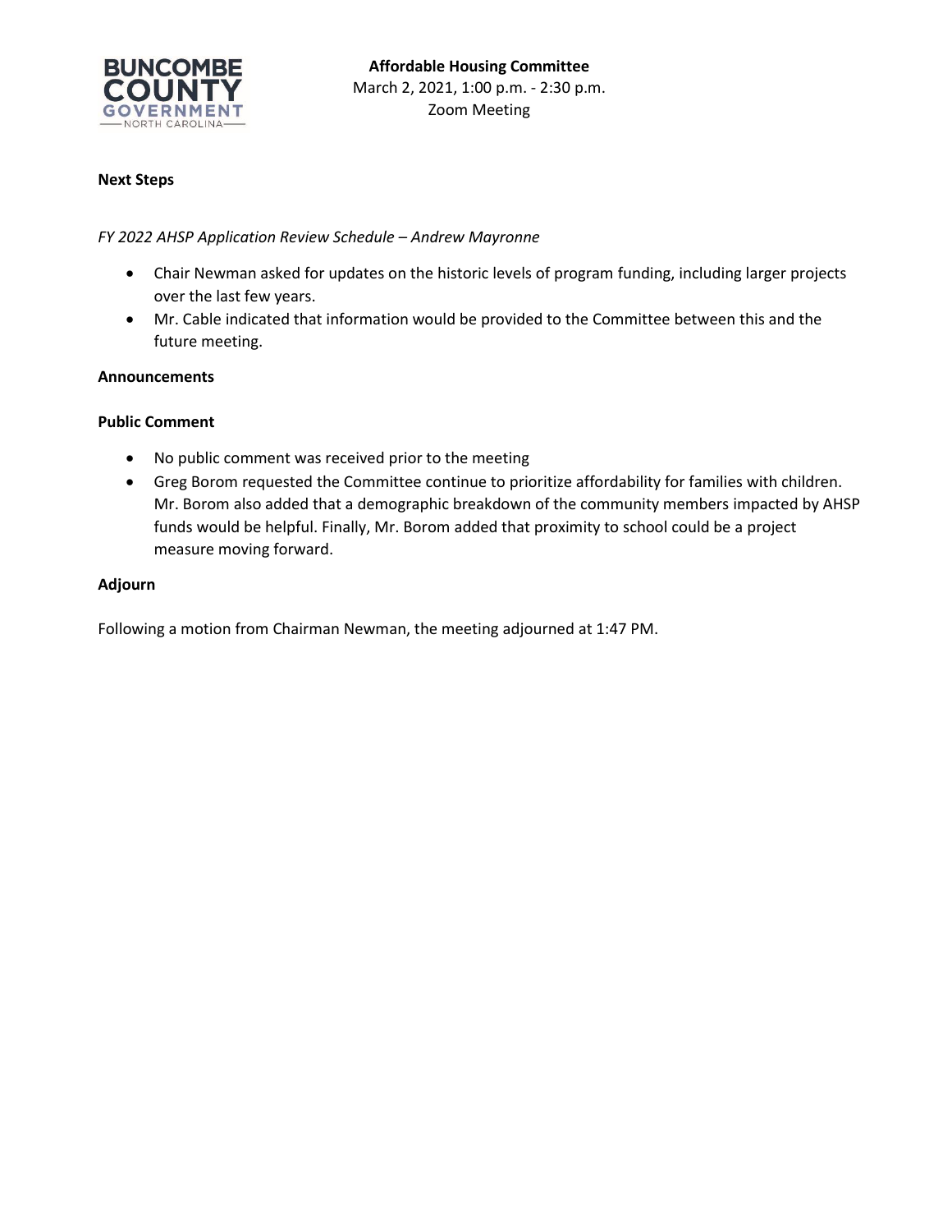**Affordable Housing Committee**
March 2, 2021, 1:00 p.m. - 2:30 p.m.
Zoom Meeting

**Next Steps**

*FY 2022 AHSP Application Review Schedule – Andrew Mayronne*

- Chair Newman asked for updates on the historic levels of program funding, including larger projects over the last few years.
- Mr. Cable indicated that information would be provided to the Committee between this and the future meeting.

**Announcements**

**Public Comment**

- No public comment was received prior to the meeting
- Greg Borom requested the Committee continue to prioritize affordability for families with children. Mr. Borom also added that a demographic breakdown of the community members impacted by AHSP funds would be helpful. Finally, Mr. Borom added that proximity to school could be a project measure moving forward.

**Adjourn**

Following a motion from Chairman Newman, the meeting adjourned at 1:47 PM.